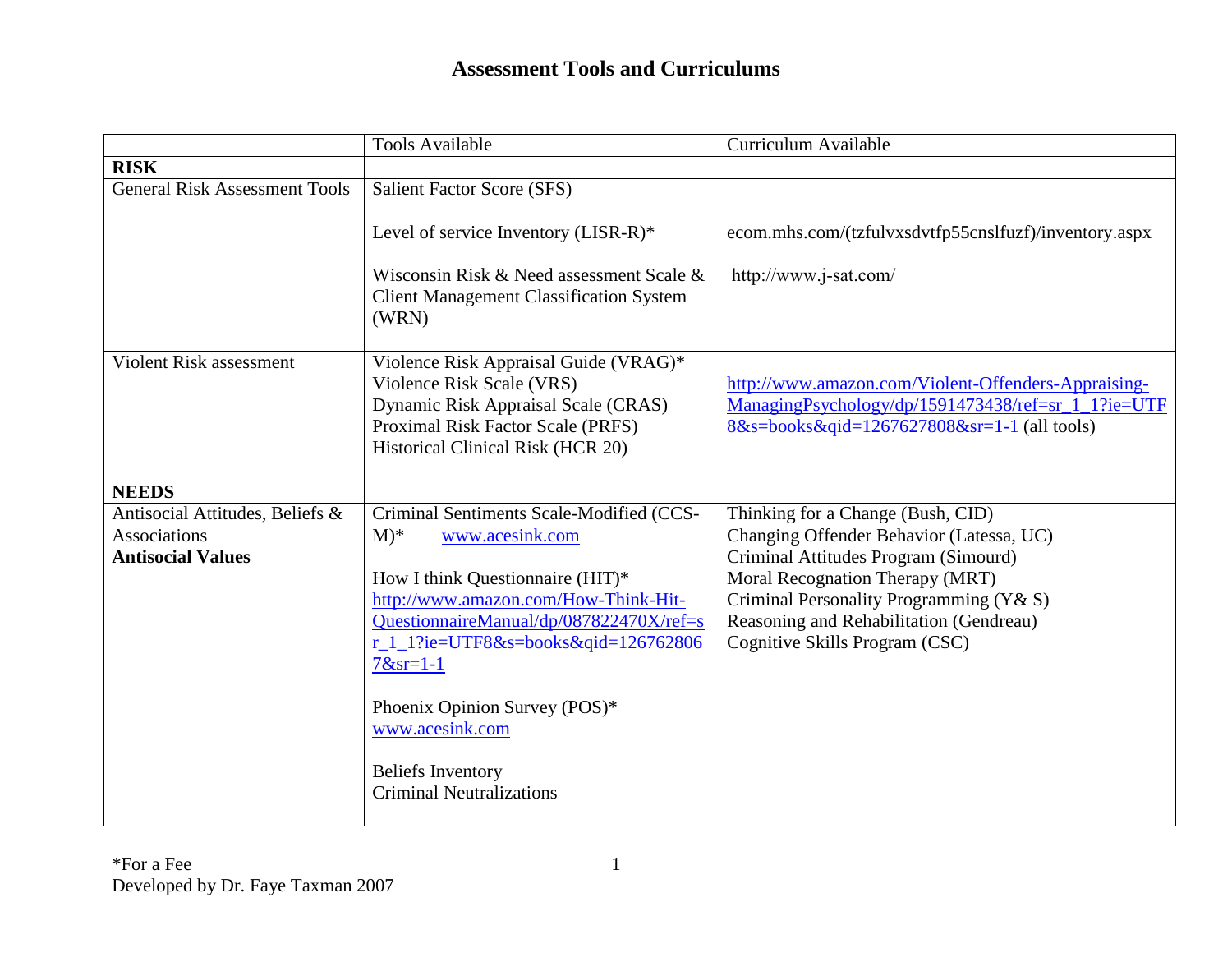# Assessment Tools and Curriculums

| | Tools Available | Curriculum Available |
|---|---|---|
| **RISK** | | |
| General Risk Assessment Tools | Salient Factor Score (SFS)<br><br>Level of service Inventory (LISR-R)*<br><br>Wisconsin Risk & Need assessment Scale & Client Management Classification System (WRN) | <br><br>ecom.mhs.com/(tzfulvxsdvtfp55cnslfuzf)/inventory.aspx<br><br>http://www.j-sat.com/ |
| Violent Risk assessment | Violence Risk Appraisal Guide (VRAG)*<br>Violence Risk Scale (VRS)<br>Dynamic Risk Appraisal Scale (CRAS)<br>Proximal Risk Factor Scale (PRFS)<br>Historical Clinical Risk (HCR 20) | http://www.amazon.com/Violent-Offenders-Appraising-ManagingPsychology/dp/1591473438/ref=sr_1_1?ie=UTF8&s=books&qid=1267627808&sr=1-1 (all tools) |
| **NEEDS** | | |
| Antisocial Attitudes, Beliefs & Associations<br>**Antisocial Values** | Criminal Sentiments Scale-Modified (CCS-M)* www.acesink.com<br><br>How I think Questionnaire (HIT)* http://www.amazon.com/How-Think-Hit-QuestionnaireManual/dp/087822470X/ref=sr_1_1?ie=UTF8&s=books&qid=1267628067&sr=1-1<br><br>Phoenix Opinion Survey (POS)* www.acesink.com<br><br>Beliefs Inventory<br>Criminal Neutralizations | Thinking for a Change (Bush, CID)<br>Changing Offender Behavior (Latessa, UC)<br>Criminal Attitudes Program (Simourd)<br>Moral Recognation Therapy (MRT)<br>Criminal Personality Programming (Y& S)<br>Reasoning and Rehabilitation (Gendreau)<br>Cognitive Skills Program (CSC) |

*For a Fee
Developed by Dr. Faye Taxman 2007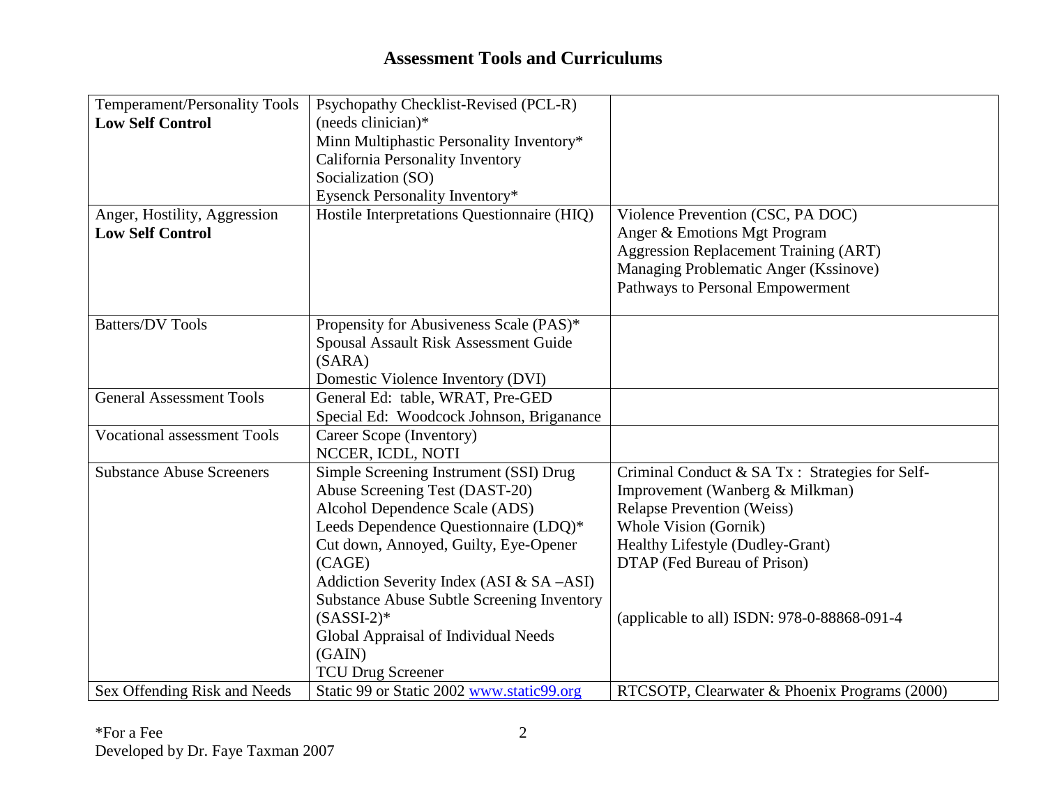## Assessment Tools and Curriculums

| | | |
|---|---|---|
| Temperament/Personality Tools **Low Self Control** | Psychopathy Checklist-Revised (PCL-R) (needs clinician)*<br>Minn Multiphastic Personality Inventory*<br>California Personality Inventory Socialization (SO)<br>Eysenck Personality Inventory* | |
| Anger, Hostility, Aggression **Low Self Control** | Hostile Interpretations Questionnaire (HIQ) | Violence Prevention (CSC, PA DOC)<br>Anger & Emotions Mgt Program<br>Aggression Replacement Training (ART)<br>Managing Problematic Anger (Kssinove)<br>Pathways to Personal Empowerment |
| Batters/DV Tools | Propensity for Abusiveness Scale (PAS)*<br>Spousal Assault Risk Assessment Guide (SARA)<br>Domestic Violence Inventory (DVI) | |
| General Assessment Tools | General Ed: table, WRAT, Pre-GED<br>Special Ed: Woodcock Johnson, Briganance | |
| Vocational assessment Tools | Career Scope (Inventory)<br>NCCER, ICDL, NOTI | |
| Substance Abuse Screeners | Simple Screening Instrument (SSI) Drug Abuse Screening Test (DAST-20)<br>Alcohol Dependence Scale (ADS)<br>Leeds Dependence Questionnaire (LDQ)*<br>Cut down, Annoyed, Guilty, Eye-Opener (CAGE)<br>Addiction Severity Index (ASI & SA –ASI)<br>Substance Abuse Subtle Screening Inventory (SASSI-2)*<br>Global Appraisal of Individual Needs (GAIN)<br>TCU Drug Screener | Criminal Conduct & SA Tx : Strategies for Self-Improvement (Wanberg & Milkman)<br>Relapse Prevention (Weiss)<br>Whole Vision (Gornik)<br>Healthy Lifestyle (Dudley-Grant)<br>DTAP (Fed Bureau of Prison)<br><br>(applicable to all) ISDN: 978-0-88868-091-4 |
| Sex Offending Risk and Needs | Static 99 or Static 2002 www.static99.org | RTCSOTP, Clearwater & Phoenix Programs (2000) |

*For a Fee
Developed by Dr. Faye Taxman 2007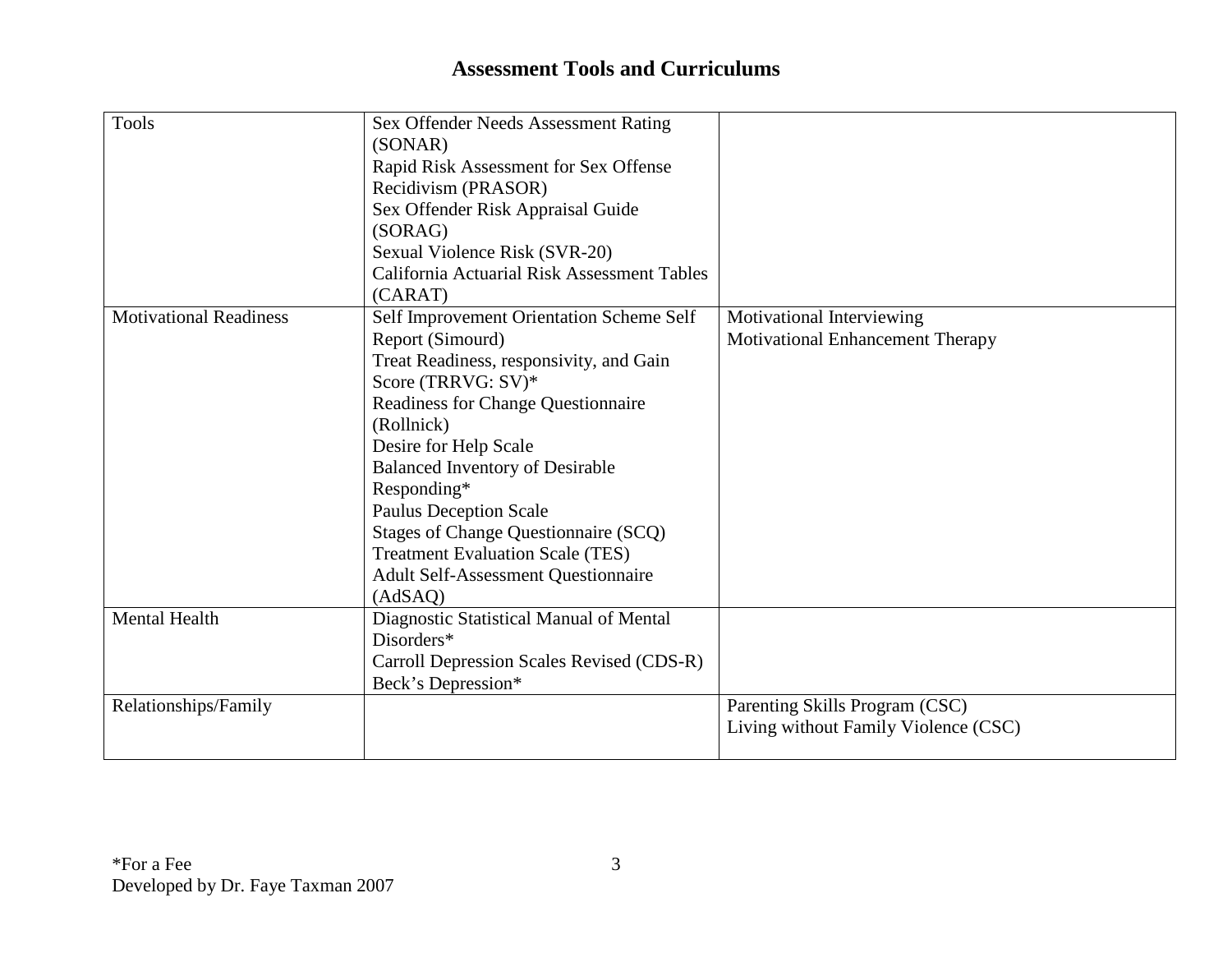## Assessment Tools and Curriculums

| | | |
|---|---|---|
| Tools | Sex Offender Needs Assessment Rating (SONAR)<br>Rapid Risk Assessment for Sex Offense Recidivism (PRASOR)<br>Sex Offender Risk Appraisal Guide (SORAG)<br>Sexual Violence Risk (SVR-20)<br>California Actuarial Risk Assessment Tables (CARAT) | |
| Motivational Readiness | Self Improvement Orientation Scheme Self Report (Simourd)<br>Treat Readiness, responsivity, and Gain Score (TRRVG: SV)*<br>Readiness for Change Questionnaire (Rollnick)<br>Desire for Help Scale<br>Balanced Inventory of Desirable Responding*<br>Paulus Deception Scale<br>Stages of Change Questionnaire (SCQ)<br>Treatment Evaluation Scale (TES)<br>Adult Self-Assessment Questionnaire (AdSAQ) | Motivational Interviewing<br>Motivational Enhancement Therapy |
| Mental Health | Diagnostic Statistical Manual of Mental Disorders*<br>Carroll Depression Scales Revised (CDS-R)<br>Beck's Depression* | |
| Relationships/Family | | Parenting Skills Program (CSC)<br>Living without Family Violence (CSC) |

*For a Fee
Developed by Dr. Faye Taxman 2007